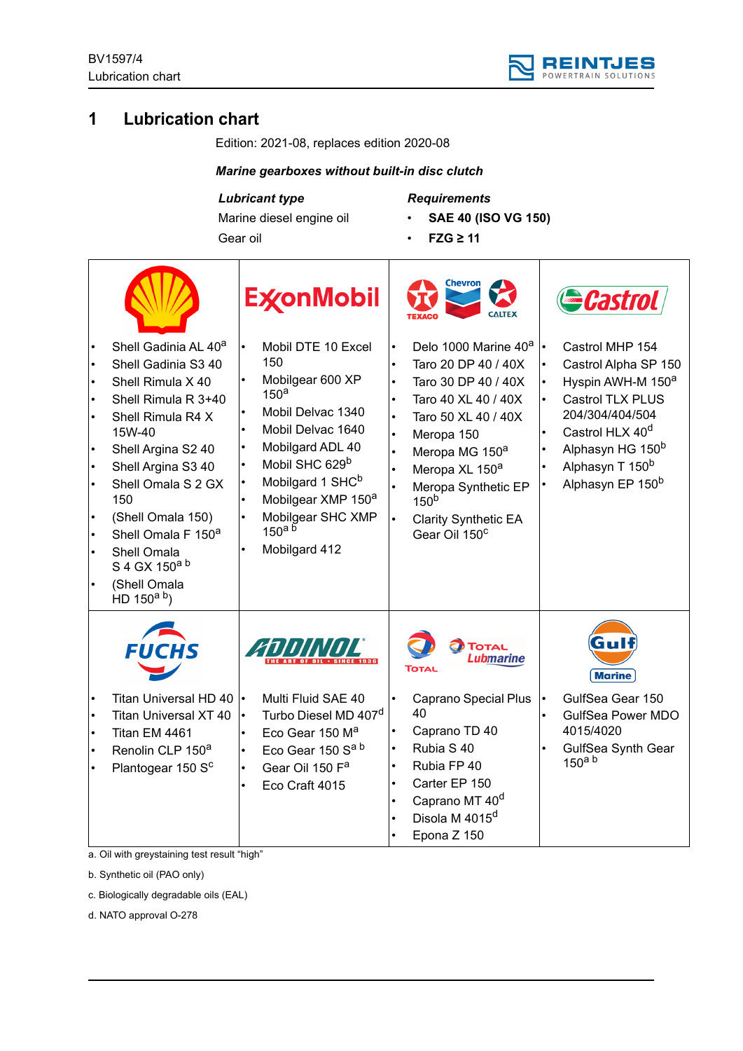# 1 Lubrication chart

Edition: 2021-08, replaces edition 2020-08

***Marine gearboxes without built-in disc clutch***

| *Lubricant type* | *Requirements* |
|---|---|
| Marine diesel engine oil | • **SAE 40 (ISO VG 150)** |
| Gear oil | • **FZG ≥ 11** |

| Shell | ExxonMobil | Texaco / Chevron / Caltex | Castrol |
|---|---|---|---|
| • Shell Gadinia AL 40[a]<br>• Shell Gadinia S3 40<br>• Shell Rimula X 40<br>• Shell Rimula R 3+40<br>• Shell Rimula R4 X 15W-40<br>• Shell Argina S2 40<br>• Shell Argina S3 40<br>• Shell Omala S 2 GX 150<br>• (Shell Omala 150)<br>• Shell Omala F 150[a]<br>• Shell Omala S 4 GX 150[a b]<br>• (Shell Omala HD 150[a b]) | • Mobil DTE 10 Excel 150<br>• Mobilgear 600 XP 150[a]<br>• Mobil Delvac 1340<br>• Mobil Delvac 1640<br>• Mobilgard ADL 40<br>• Mobil SHC 629[b]<br>• Mobilgard 1 SHC[b]<br>• Mobilgear XMP 150[a]<br>• Mobilgear SHC XMP 150[a b]<br>• Mobilgard 412 | • Delo 1000 Marine 40[a]<br>• Taro 20 DP 40 / 40X<br>• Taro 30 DP 40 / 40X<br>• Taro 40 XL 40 / 40X<br>• Taro 50 XL 40 / 40X<br>• Meropa 150<br>• Meropa MG 150[a]<br>• Meropa XL 150[a]<br>• Meropa Synthetic EP 150[b]<br>• Clarity Synthetic EA Gear Oil 150[c] | • Castrol MHP 154<br>• Castrol Alpha SP 150<br>• Hyspin AWH-M 150[a]<br>• Castrol TLX PLUS 204/304/404/504<br>• Castrol HLX 40[d]<br>• Alphasyn HG 150[b]<br>• Alphasyn T 150[b]<br>• Alphasyn EP 150[b] |
| **Fuchs** | **Addinol** | **Total / Total Lubmarine** | **Gulf Marine** |
| • Titan Universal HD 40<br>• Titan Universal XT 40<br>• Titan EM 4461<br>• Renolin CLP 150[a]<br>• Plantogear 150 S[c] | • Multi Fluid SAE 40<br>• Turbo Diesel MD 407[d]<br>• Eco Gear 150 M[a]<br>• Eco Gear 150 S[a b]<br>• Gear Oil 150 F[a]<br>• Eco Craft 4015 | • Caprano Special Plus 40<br>• Caprano TD 40<br>• Rubia S 40<br>• Rubia FP 40<br>• Carter EP 150<br>• Caprano MT 40[d]<br>• Disola M 4015[d]<br>• Epona Z 150 | • GulfSea Gear 150<br>• GulfSea Power MDO 4015/4020<br>• GulfSea Synth Gear 150[a b] |

a. Oil with greystaining test result “high”

b. Synthetic oil (PAO only)

c. Biologically degradable oils (EAL)

d. NATO approval O-278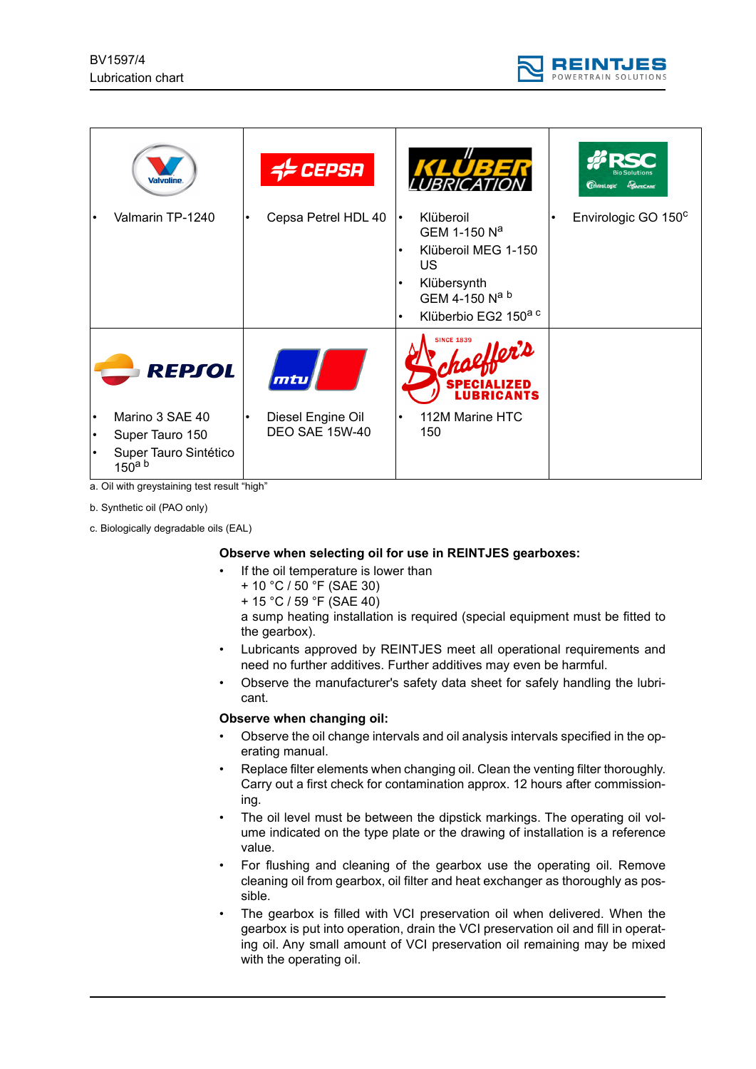| Valvoline | CEPSA | KLÜBER LUBRICATION | RSC Bio Solutions |
|---|---|---|---|
| • Valmarin TP-1240 | • Cepsa Petrel HDL 40 | • Klüberoil GEM 1-150 N[a] <br> • Klüberoil MEG 1-150 US <br> • Klübersynth GEM 4-150 N[a b] <br> • Klüberbio EG2 150[a c] | • Envirologic GO 150[c] |
| REPSOL | mtu | Schaeffer's Specialized Lubricants | |
| • Marino 3 SAE 40 <br> • Super Tauro 150 <br> • Super Tauro Sintético 150[a b] | • Diesel Engine Oil DEO SAE 15W-40 | • 112M Marine HTC 150 | |

a. Oil with greystaining test result "high"

b. Synthetic oil (PAO only)

c. Biologically degradable oils (EAL)

**Observe when selecting oil for use in REINTJES gearboxes:**

- If the oil temperature is lower than
  + 10 °C / 50 °F (SAE 30)
  + 15 °C / 59 °F (SAE 40)
  a sump heating installation is required (special equipment must be fitted to the gearbox).
- Lubricants approved by REINTJES meet all operational requirements and need no further additives. Further additives may even be harmful.
- Observe the manufacturer's safety data sheet for safely handling the lubricant.

**Observe when changing oil:**

- Observe the oil change intervals and oil analysis intervals specified in the operating manual.
- Replace filter elements when changing oil. Clean the venting filter thoroughly. Carry out a first check for contamination approx. 12 hours after commissioning.
- The oil level must be between the dipstick markings. The operating oil volume indicated on the type plate or the drawing of installation is a reference value.
- For flushing and cleaning of the gearbox use the operating oil. Remove cleaning oil from gearbox, oil filter and heat exchanger as thoroughly as possible.
- The gearbox is filled with VCI preservation oil when delivered. When the gearbox is put into operation, drain the VCI preservation oil and fill in operating oil. Any small amount of VCI preservation oil remaining may be mixed with the operating oil.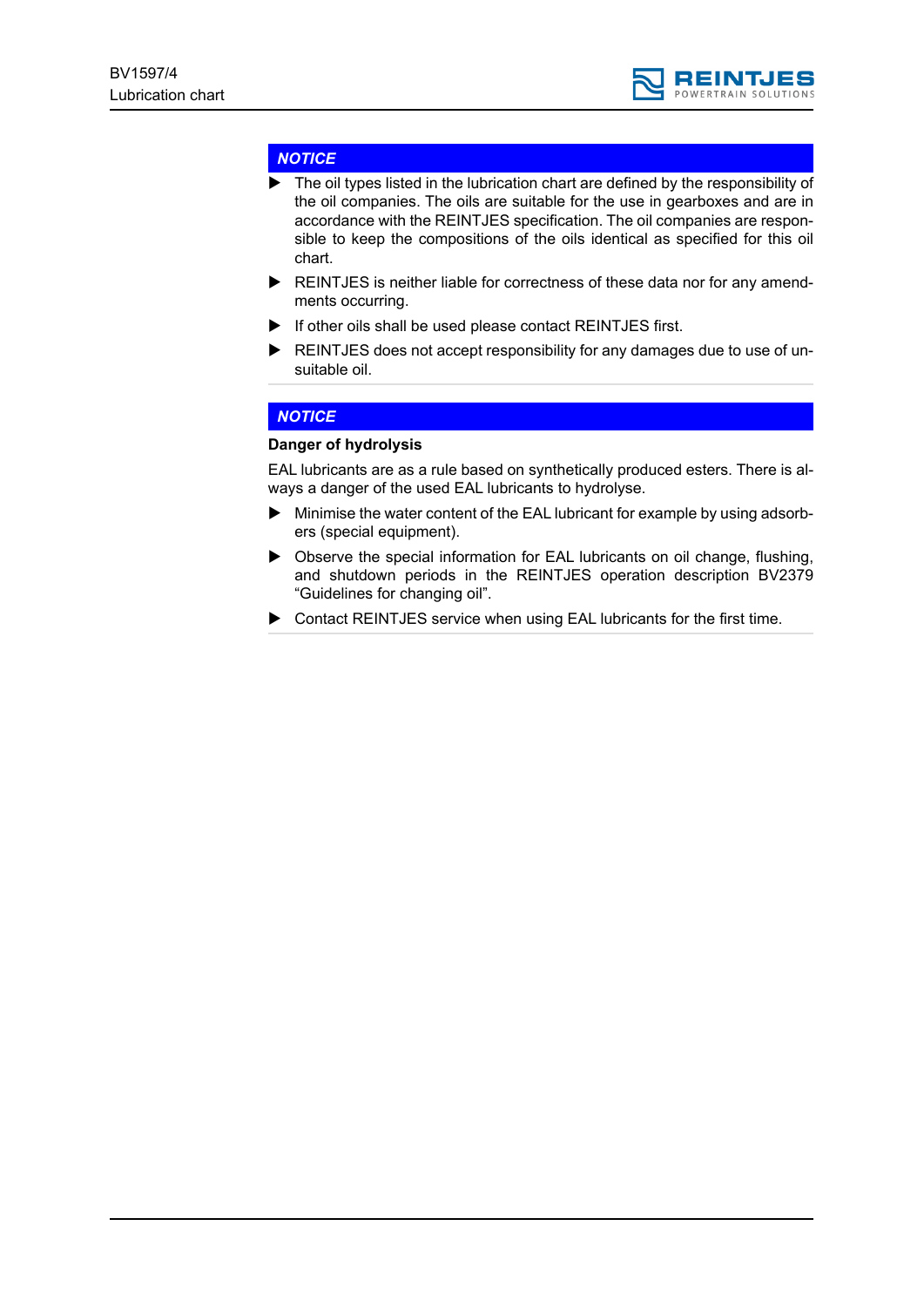**NOTICE**

- The oil types listed in the lubrication chart are defined by the responsibility of the oil companies. The oils are suitable for the use in gearboxes and are in accordance with the REINTJES specification. The oil companies are responsible to keep the compositions of the oils identical as specified for this oil chart.
- REINTJES is neither liable for correctness of these data nor for any amendments occurring.
- If other oils shall be used please contact REINTJES first.
- REINTJES does not accept responsibility for any damages due to use of unsuitable oil.

**NOTICE**

**Danger of hydrolysis**

EAL lubricants are as a rule based on synthetically produced esters. There is always a danger of the used EAL lubricants to hydrolyse.

- Minimise the water content of the EAL lubricant for example by using adsorbers (special equipment).
- Observe the special information for EAL lubricants on oil change, flushing, and shutdown periods in the REINTJES operation description BV2379 "Guidelines for changing oil".
- Contact REINTJES service when using EAL lubricants for the first time.